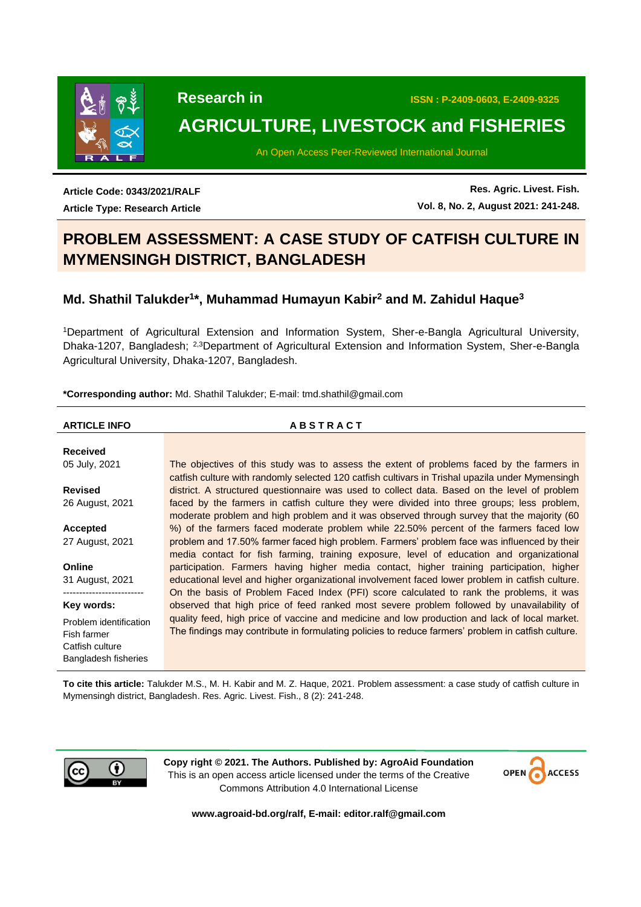Research in

ISSN : P-2409-0603, E-2409-9325

# AGRICULTURE, LIVESTOCK and FISHERIES

An Open Access Peer-Reviewed International Journal

**Article Code: 0343/2021/RALF**

**Article Type: Research Article**

**Res. Agric. Livest. Fish.**

**Vol. 8, No. 2, August 2021: 241-248.**

# PROBLEM ASSESSMENT: A CASE STUDY OF CATFISH CULTURE IN MYMENSINGH DISTRICT, BANGLADESH

## Md. Shathil Talukder[1]*, Muhammad Humayun Kabir[2] and M. Zahidul Haque[3]

[1]Department of Agricultural Extension and Information System, Sher-e-Bangla Agricultural University, Dhaka-1207, Bangladesh; [2,3]Department of Agricultural Extension and Information System, Sher-e-Bangla Agricultural University, Dhaka-1207, Bangladesh.

**\*Corresponding author:** Md. Shathil Talukder; E-mail: tmd.shathil@gmail.com

**ARTICLE INFO**

**Received**
05 July, 2021

**Revised**
26 August, 2021

**Accepted**
27 August, 2021

**Online**
31 August, 2021

**Key words:**
Problem identification
Fish farmer
Catfish culture
Bangladesh fisheries

**ABSTRACT**

The objectives of this study was to assess the extent of problems faced by the farmers in catfish culture with randomly selected 120 catfish cultivars in Trishal upazila under Mymensingh district. A structured questionnaire was used to collect data. Based on the level of problem faced by the farmers in catfish culture they were divided into three groups; less problem, moderate problem and high problem and it was observed through survey that the majority (60 %) of the farmers faced moderate problem while 22.50% percent of the farmers faced low problem and 17.50% farmer faced high problem. Farmers' problem face was influenced by their media contact for fish farming, training exposure, level of education and organizational participation. Farmers having higher media contact, higher training participation, higher educational level and higher organizational involvement faced lower problem in catfish culture. On the basis of Problem Faced Index (PFI) score calculated to rank the problems, it was observed that high price of feed ranked most severe problem followed by unavailability of quality feed, high price of vaccine and medicine and low production and lack of local market. The findings may contribute in formulating policies to reduce farmers' problem in catfish culture.

**To cite this article:** Talukder M.S., M. H. Kabir and M. Z. Haque, 2021. Problem assessment: a case study of catfish culture in Mymensingh district, Bangladesh. Res. Agric. Livest. Fish., 8 (2): 241-248.

**Copy right © 2021. The Authors. Published by: AgroAid Foundation**
This is an open access article licensed under the terms of the Creative Commons Attribution 4.0 International License

**www.agroaid-bd.org/ralf, E-mail: editor.ralf@gmail.com**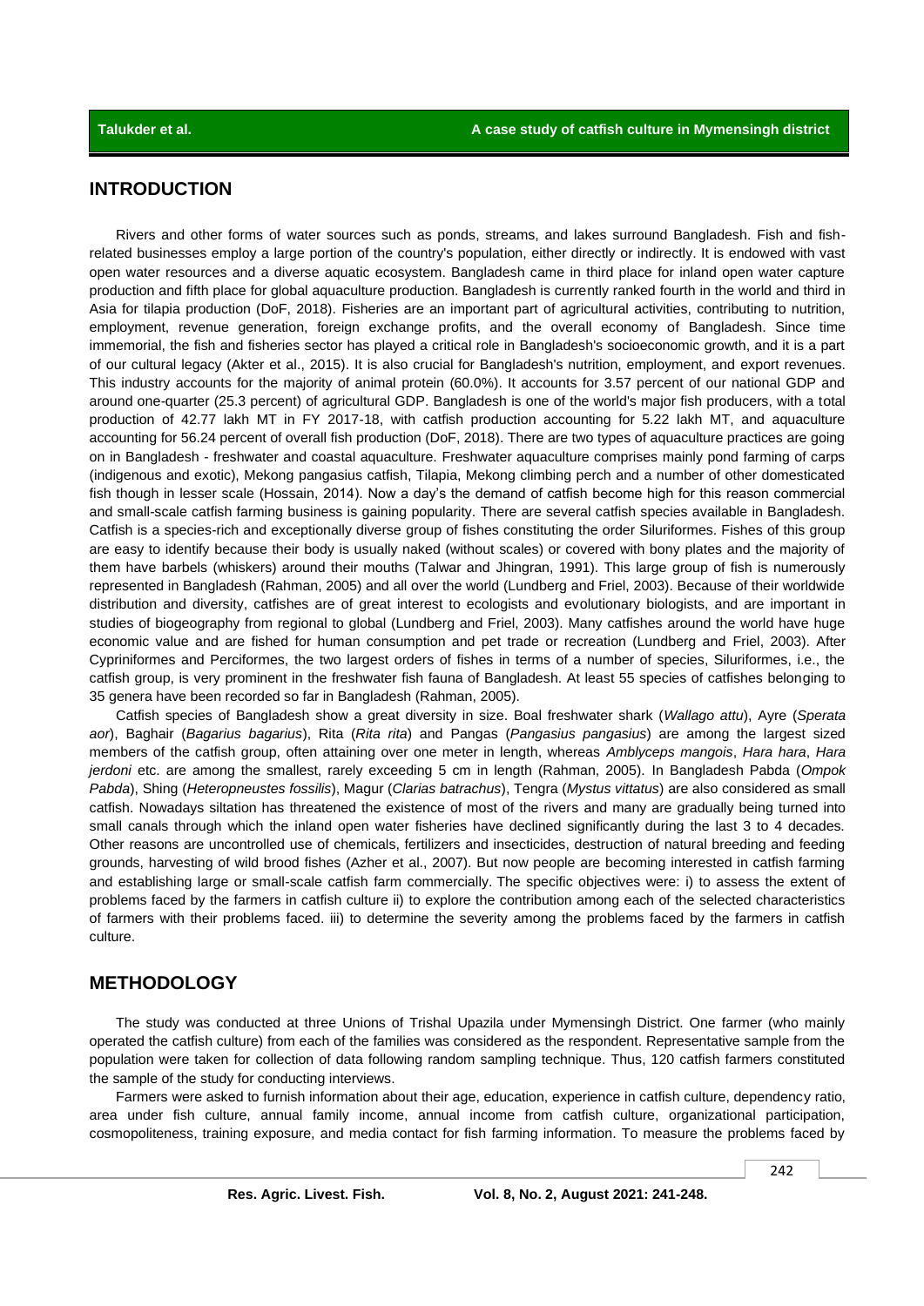## INTRODUCTION

Rivers and other forms of water sources such as ponds, streams, and lakes surround Bangladesh. Fish and fish-related businesses employ a large portion of the country's population, either directly or indirectly. It is endowed with vast open water resources and a diverse aquatic ecosystem. Bangladesh came in third place for inland open water capture production and fifth place for global aquaculture production. Bangladesh is currently ranked fourth in the world and third in Asia for tilapia production (DoF, 2018). Fisheries are an important part of agricultural activities, contributing to nutrition, employment, revenue generation, foreign exchange profits, and the overall economy of Bangladesh. Since time immemorial, the fish and fisheries sector has played a critical role in Bangladesh's socioeconomic growth, and it is a part of our cultural legacy (Akter et al., 2015). It is also crucial for Bangladesh's nutrition, employment, and export revenues. This industry accounts for the majority of animal protein (60.0%). It accounts for 3.57 percent of our national GDP and around one-quarter (25.3 percent) of agricultural GDP. Bangladesh is one of the world's major fish producers, with a total production of 42.77 lakh MT in FY 2017-18, with catfish production accounting for 5.22 lakh MT, and aquaculture accounting for 56.24 percent of overall fish production (DoF, 2018). There are two types of aquaculture practices are going on in Bangladesh - freshwater and coastal aquaculture. Freshwater aquaculture comprises mainly pond farming of carps (indigenous and exotic), Mekong pangasius catfish, Tilapia, Mekong climbing perch and a number of other domesticated fish though in lesser scale (Hossain, 2014). Now a day's the demand of catfish become high for this reason commercial and small-scale catfish farming business is gaining popularity. There are several catfish species available in Bangladesh. Catfish is a species-rich and exceptionally diverse group of fishes constituting the order Siluriformes. Fishes of this group are easy to identify because their body is usually naked (without scales) or covered with bony plates and the majority of them have barbels (whiskers) around their mouths (Talwar and Jhingran, 1991). This large group of fish is numerously represented in Bangladesh (Rahman, 2005) and all over the world (Lundberg and Friel, 2003). Because of their worldwide distribution and diversity, catfishes are of great interest to ecologists and evolutionary biologists, and are important in studies of biogeography from regional to global (Lundberg and Friel, 2003). Many catfishes around the world have huge economic value and are fished for human consumption and pet trade or recreation (Lundberg and Friel, 2003). After Cypriniformes and Perciformes, the two largest orders of fishes in terms of a number of species, Siluriformes, i.e., the catfish group, is very prominent in the freshwater fish fauna of Bangladesh. At least 55 species of catfishes belonging to 35 genera have been recorded so far in Bangladesh (Rahman, 2005).

Catfish species of Bangladesh show a great diversity in size. Boal freshwater shark (*Wallago attu*), Ayre (*Sperata aor*), Baghair (*Bagarius bagarius*), Rita (*Rita rita*) and Pangas (*Pangasius pangasius*) are among the largest sized members of the catfish group, often attaining over one meter in length, whereas *Amblyceps mangois*, *Hara hara*, *Hara jerdoni* etc. are among the smallest, rarely exceeding 5 cm in length (Rahman, 2005). In Bangladesh Pabda (*Ompok Pabda*), Shing (*Heteropneustes fossilis*), Magur (*Clarias batrachus*), Tengra (*Mystus vittatus*) are also considered as small catfish. Nowadays siltation has threatened the existence of most of the rivers and many are gradually being turned into small canals through which the inland open water fisheries have declined significantly during the last 3 to 4 decades. Other reasons are uncontrolled use of chemicals, fertilizers and insecticides, destruction of natural breeding and feeding grounds, harvesting of wild brood fishes (Azher et al., 2007). But now people are becoming interested in catfish farming and establishing large or small-scale catfish farm commercially. The specific objectives were: i) to assess the extent of problems faced by the farmers in catfish culture ii) to explore the contribution among each of the selected characteristics of farmers with their problems faced. iii) to determine the severity among the problems faced by the farmers in catfish culture.

## METHODOLOGY

The study was conducted at three Unions of Trishal Upazila under Mymensingh District. One farmer (who mainly operated the catfish culture) from each of the families was considered as the respondent. Representative sample from the population were taken for collection of data following random sampling technique. Thus, 120 catfish farmers constituted the sample of the study for conducting interviews.

Farmers were asked to furnish information about their age, education, experience in catfish culture, dependency ratio, area under fish culture, annual family income, annual income from catfish culture, organizational participation, cosmopoliteness, training exposure, and media contact for fish farming information. To measure the problems faced by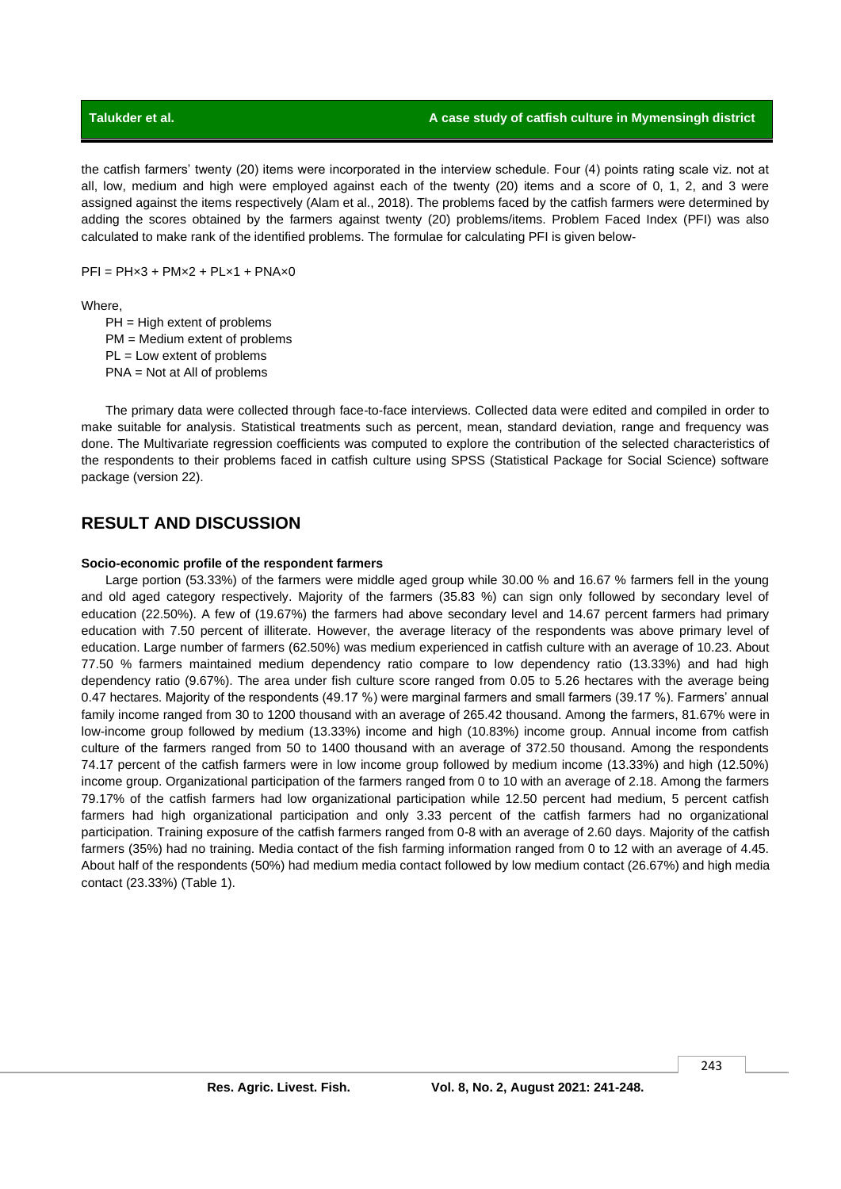the catfish farmers' twenty (20) items were incorporated in the interview schedule. Four (4) points rating scale viz. not at all, low, medium and high were employed against each of the twenty (20) items and a score of 0, 1, 2, and 3 were assigned against the items respectively (Alam et al., 2018). The problems faced by the catfish farmers were determined by adding the scores obtained by the farmers against twenty (20) problems/items. Problem Faced Index (PFI) was also calculated to make rank of the identified problems. The formulae for calculating PFI is given below-

$$PFI = PH\times3 + PM\times2 + PL\times1 + PNA\times0$$

Where,

PH = High extent of problems
PM = Medium extent of problems
PL = Low extent of problems
PNA = Not at All of problems

The primary data were collected through face-to-face interviews. Collected data were edited and compiled in order to make suitable for analysis. Statistical treatments such as percent, mean, standard deviation, range and frequency was done. The Multivariate regression coefficients was computed to explore the contribution of the selected characteristics of the respondents to their problems faced in catfish culture using SPSS (Statistical Package for Social Science) software package (version 22).

## RESULT AND DISCUSSION

### Socio-economic profile of the respondent farmers

Large portion (53.33%) of the farmers were middle aged group while 30.00 % and 16.67 % farmers fell in the young and old aged category respectively. Majority of the farmers (35.83 %) can sign only followed by secondary level of education (22.50%). A few of (19.67%) the farmers had above secondary level and 14.67 percent farmers had primary education with 7.50 percent of illiterate. However, the average literacy of the respondents was above primary level of education. Large number of farmers (62.50%) was medium experienced in catfish culture with an average of 10.23. About 77.50 % farmers maintained medium dependency ratio compare to low dependency ratio (13.33%) and had high dependency ratio (9.67%). The area under fish culture score ranged from 0.05 to 5.26 hectares with the average being 0.47 hectares. Majority of the respondents (49.17 %) were marginal farmers and small farmers (39.17 %). Farmers' annual family income ranged from 30 to 1200 thousand with an average of 265.42 thousand. Among the farmers, 81.67% were in low-income group followed by medium (13.33%) income and high (10.83%) income group. Annual income from catfish culture of the farmers ranged from 50 to 1400 thousand with an average of 372.50 thousand. Among the respondents 74.17 percent of the catfish farmers were in low income group followed by medium income (13.33%) and high (12.50%) income group. Organizational participation of the farmers ranged from 0 to 10 with an average of 2.18. Among the farmers 79.17% of the catfish farmers had low organizational participation while 12.50 percent had medium, 5 percent catfish farmers had high organizational participation and only 3.33 percent of the catfish farmers had no organizational participation. Training exposure of the catfish farmers ranged from 0-8 with an average of 2.60 days. Majority of the catfish farmers (35%) had no training. Media contact of the fish farming information ranged from 0 to 12 with an average of 4.45. About half of the respondents (50%) had medium media contact followed by low medium contact (26.67%) and high media contact (23.33%) (Table 1).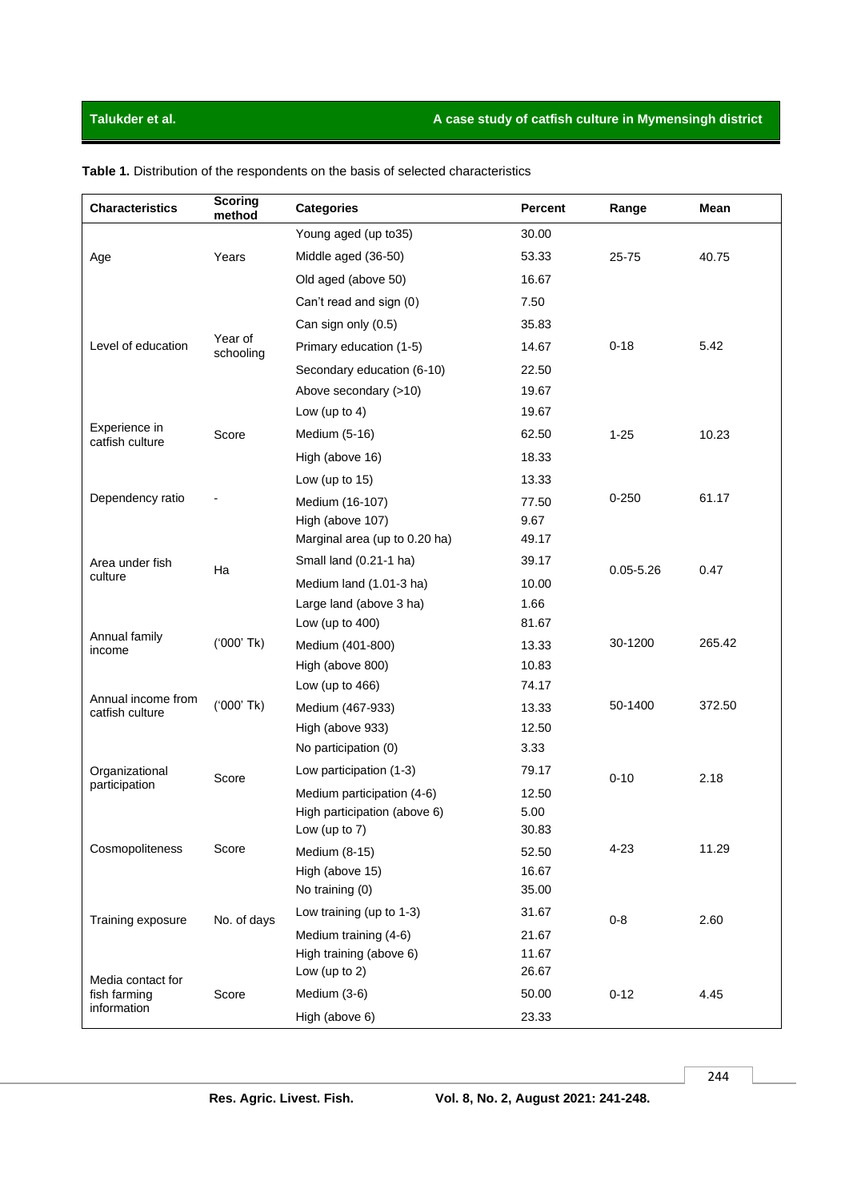**Table 1.** Distribution of the respondents on the basis of selected characteristics

| Characteristics | Scoring method | Categories | Percent | Range | Mean |
|---|---|---|---|---|---|
| Age | Years | Young aged (up to35) | 30.00 | 25-75 | 40.75 |
| | | Middle aged (36-50) | 53.33 | | |
| | | Old aged (above 50) | 16.67 | | |
| Level of education | Year of schooling | Can't read and sign (0) | 7.50 | 0-18 | 5.42 |
| | | Can sign only (0.5) | 35.83 | | |
| | | Primary education (1-5) | 14.67 | | |
| | | Secondary education (6-10) | 22.50 | | |
| | | Above secondary (>10) | 19.67 | | |
| Experience in catfish culture | Score | Low (up to 4) | 19.67 | 1-25 | 10.23 |
| | | Medium (5-16) | 62.50 | | |
| | | High (above 16) | 18.33 | | |
| Dependency ratio | - | Low (up to 15) | 13.33 | 0-250 | 61.17 |
| | | Medium (16-107) | 77.50 | | |
| | | High (above 107) | 9.67 | | |
| Area under fish culture | Ha | Marginal area (up to 0.20 ha) | 49.17 | 0.05-5.26 | 0.47 |
| | | Small land (0.21-1 ha) | 39.17 | | |
| | | Medium land (1.01-3 ha) | 10.00 | | |
| | | Large land (above 3 ha) | 1.66 | | |
| Annual family income | ('000' Tk) | Low (up to 400) | 81.67 | 30-1200 | 265.42 |
| | | Medium (401-800) | 13.33 | | |
| | | High (above 800) | 10.83 | | |
| Annual income from catfish culture | ('000' Tk) | Low (up to 466) | 74.17 | 50-1400 | 372.50 |
| | | Medium (467-933) | 13.33 | | |
| | | High (above 933) | 12.50 | | |
| Organizational participation | Score | No participation (0) | 3.33 | 0-10 | 2.18 |
| | | Low participation (1-3) | 79.17 | | |
| | | Medium participation (4-6) | 12.50 | | |
| | | High participation (above 6) | 5.00 | | |
| Cosmopoliteness | Score | Low (up to 7) | 30.83 | 4-23 | 11.29 |
| | | Medium (8-15) | 52.50 | | |
| | | High (above 15) | 16.67 | | |
| Training exposure | No. of days | No training (0) | 35.00 | 0-8 | 2.60 |
| | | Low training (up to 1-3) | 31.67 | | |
| | | Medium training (4-6) | 21.67 | | |
| | | High training (above 6) | 11.67 | | |
| Media contact for fish farming information | Score | Low (up to 2) | 26.67 | 0-12 | 4.45 |
| | | Medium (3-6) | 50.00 | | |
| | | High (above 6) | 23.33 | | |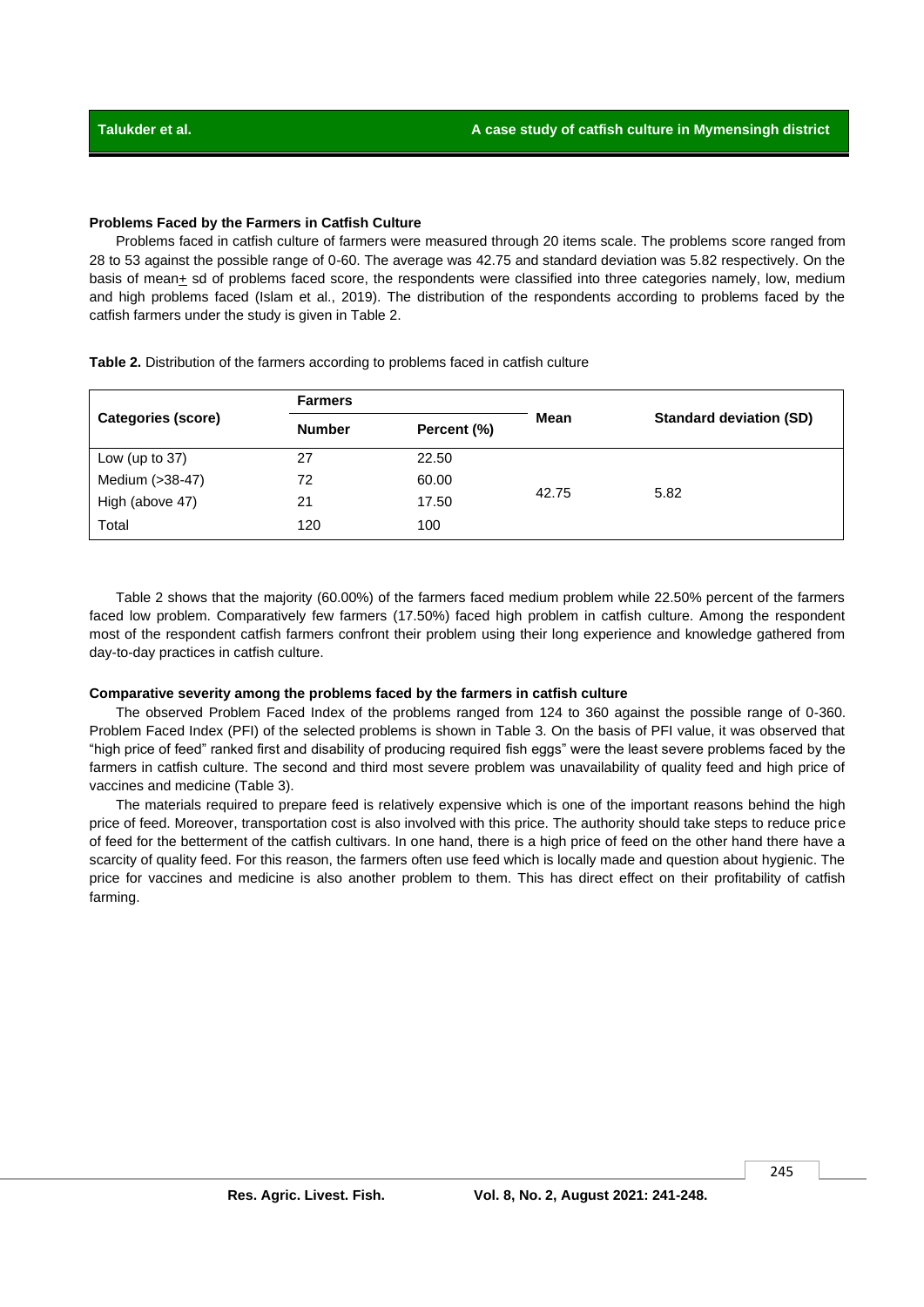### Problems Faced by the Farmers in Catfish Culture

Problems faced in catfish culture of farmers were measured through 20 items scale. The problems score ranged from 28 to 53 against the possible range of 0-60. The average was 42.75 and standard deviation was 5.82 respectively. On the basis of mean± sd of problems faced score, the respondents were classified into three categories namely, low, medium and high problems faced (Islam et al., 2019). The distribution of the respondents according to problems faced by the catfish farmers under the study is given in Table 2.

**Table 2.** Distribution of the farmers according to problems faced in catfish culture

| Categories (score) | Farmers | | Mean | Standard deviation (SD) |
|---|---|---|---|---|
| | Number | Percent (%) | | |
| Low (up to 37) | 27 | 22.50 | 42.75 | 5.82 |
| Medium (>38-47) | 72 | 60.00 | | |
| High (above 47) | 21 | 17.50 | | |
| Total | 120 | 100 | | |

Table 2 shows that the majority (60.00%) of the farmers faced medium problem while 22.50% percent of the farmers faced low problem. Comparatively few farmers (17.50%) faced high problem in catfish culture. Among the respondent most of the respondent catfish farmers confront their problem using their long experience and knowledge gathered from day-to-day practices in catfish culture.

### Comparative severity among the problems faced by the farmers in catfish culture

The observed Problem Faced Index of the problems ranged from 124 to 360 against the possible range of 0-360. Problem Faced Index (PFI) of the selected problems is shown in Table 3. On the basis of PFI value, it was observed that "high price of feed" ranked first and disability of producing required fish eggs" were the least severe problems faced by the farmers in catfish culture. The second and third most severe problem was unavailability of quality feed and high price of vaccines and medicine (Table 3).

The materials required to prepare feed is relatively expensive which is one of the important reasons behind the high price of feed. Moreover, transportation cost is also involved with this price. The authority should take steps to reduce price of feed for the betterment of the catfish cultivars. In one hand, there is a high price of feed on the other hand there have a scarcity of quality feed. For this reason, the farmers often use feed which is locally made and question about hygienic. The price for vaccines and medicine is also another problem to them. This has direct effect on their profitability of catfish farming.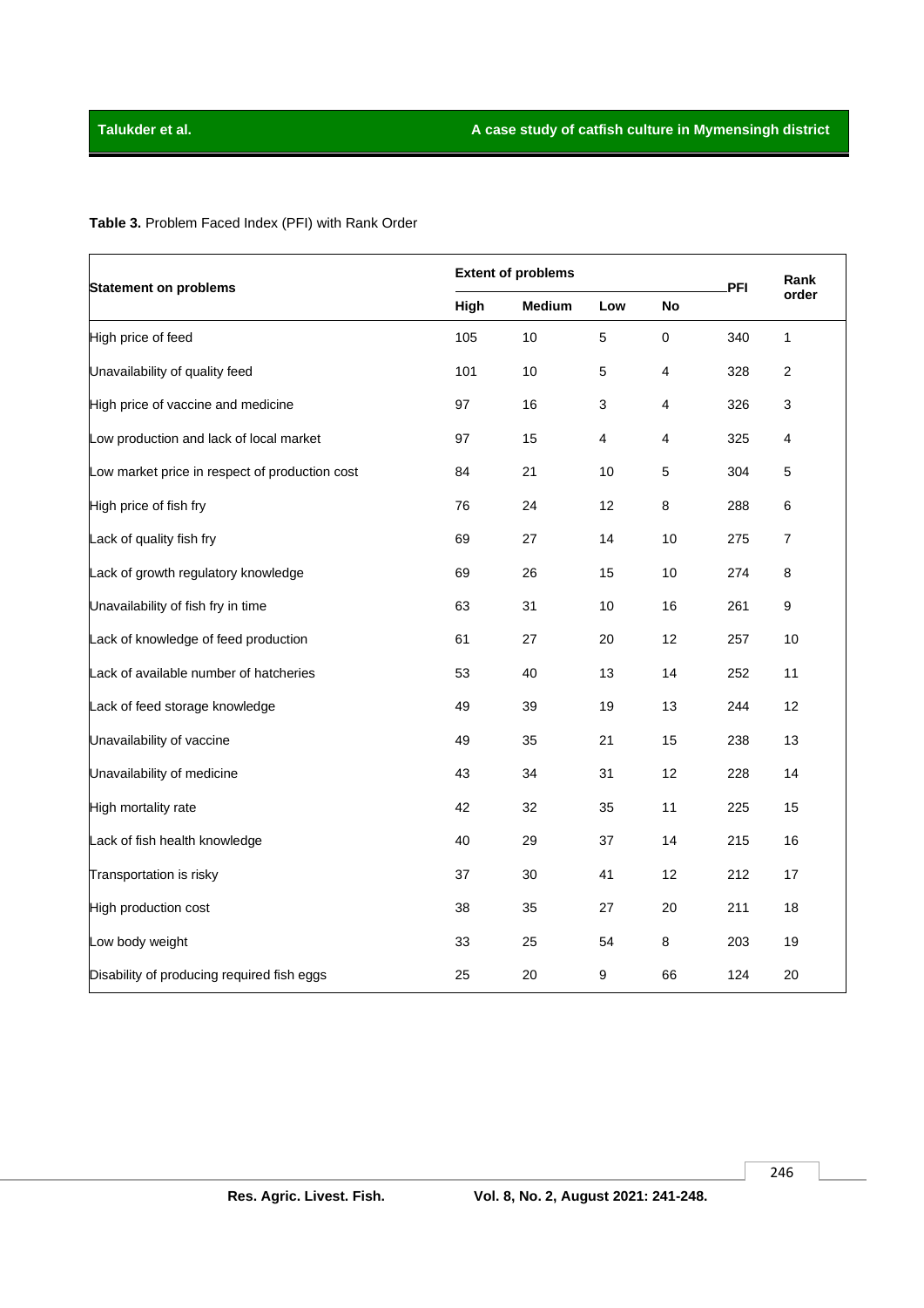**Table 3.** Problem Faced Index (PFI) with Rank Order

| Statement on problems | Extent of problems | | | | PFI | Rank order |
|---|---|---|---|---|---|---|
| | High | Medium | Low | No | | |
| High price of feed | 105 | 10 | 5 | 0 | 340 | 1 |
| Unavailability of quality feed | 101 | 10 | 5 | 4 | 328 | 2 |
| High price of vaccine and medicine | 97 | 16 | 3 | 4 | 326 | 3 |
| Low production and lack of local market | 97 | 15 | 4 | 4 | 325 | 4 |
| Low market price in respect of production cost | 84 | 21 | 10 | 5 | 304 | 5 |
| High price of fish fry | 76 | 24 | 12 | 8 | 288 | 6 |
| Lack of quality fish fry | 69 | 27 | 14 | 10 | 275 | 7 |
| Lack of growth regulatory knowledge | 69 | 26 | 15 | 10 | 274 | 8 |
| Unavailability of fish fry in time | 63 | 31 | 10 | 16 | 261 | 9 |
| Lack of knowledge of feed production | 61 | 27 | 20 | 12 | 257 | 10 |
| Lack of available number of hatcheries | 53 | 40 | 13 | 14 | 252 | 11 |
| Lack of feed storage knowledge | 49 | 39 | 19 | 13 | 244 | 12 |
| Unavailability of vaccine | 49 | 35 | 21 | 15 | 238 | 13 |
| Unavailability of medicine | 43 | 34 | 31 | 12 | 228 | 14 |
| High mortality rate | 42 | 32 | 35 | 11 | 225 | 15 |
| Lack of fish health knowledge | 40 | 29 | 37 | 14 | 215 | 16 |
| Transportation is risky | 37 | 30 | 41 | 12 | 212 | 17 |
| High production cost | 38 | 35 | 27 | 20 | 211 | 18 |
| Low body weight | 33 | 25 | 54 | 8 | 203 | 19 |
| Disability of producing required fish eggs | 25 | 20 | 9 | 66 | 124 | 20 |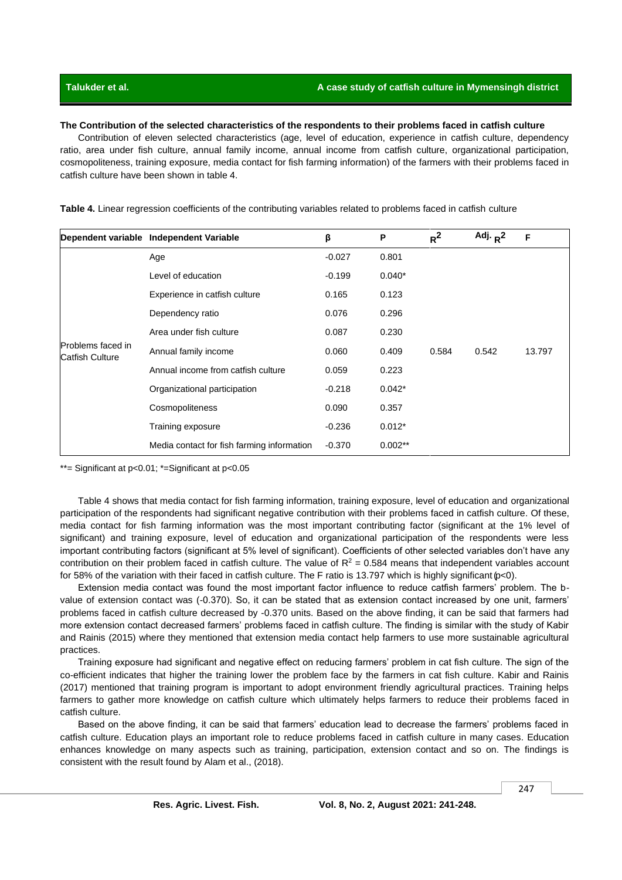**The Contribution of the selected characteristics of the respondents to their problems faced in catfish culture**

Contribution of eleven selected characteristics (age, level of education, experience in catfish culture, dependency ratio, area under fish culture, annual family income, annual income from catfish culture, organizational participation, cosmopoliteness, training exposure, media contact for fish farming information) of the farmers with their problems faced in catfish culture have been shown in table 4.

**Table 4.** Linear regression coefficients of the contributing variables related to problems faced in catfish culture

| Dependent variable | Independent Variable | β | P | $R^2$ | Adj. $R^2$ | F |
|---|---|---|---|---|---|---|
| Problems faced in Catfish Culture | Age | -0.027 | 0.801 | 0.584 | 0.542 | 13.797 |
| | Level of education | -0.199 | 0.040* | | | |
| | Experience in catfish culture | 0.165 | 0.123 | | | |
| | Dependency ratio | 0.076 | 0.296 | | | |
| | Area under fish culture | 0.087 | 0.230 | | | |
| | Annual family income | 0.060 | 0.409 | | | |
| | Annual income from catfish culture | 0.059 | 0.223 | | | |
| | Organizational participation | -0.218 | 0.042* | | | |
| | Cosmopoliteness | 0.090 | 0.357 | | | |
| | Training exposure | -0.236 | 0.012* | | | |
| | Media contact for fish farming information | -0.370 | 0.002** | | | |

**= Significant at $p<0.01$; *=Significant at $p<0.05$

Table 4 shows that media contact for fish farming information, training exposure, level of education and organizational participation of the respondents had significant negative contribution with their problems faced in catfish culture. Of these, media contact for fish farming information was the most important contributing factor (significant at the 1% level of significant) and training exposure, level of education and organizational participation of the respondents were less important contributing factors (significant at 5% level of significant). Coefficients of other selected variables don't have any contribution on their problem faced in catfish culture. The value of $R^2 = 0.584$ means that independent variables account for 58% of the variation with their faced in catfish culture. The F ratio is 13.797 which is highly significant ($p<0$).

Extension media contact was found the most important factor influence to reduce catfish farmers' problem. The b-value of extension contact was (-0.370). So, it can be stated that as extension contact increased by one unit, farmers' problems faced in catfish culture decreased by -0.370 units. Based on the above finding, it can be said that farmers had more extension contact decreased farmers' problems faced in catfish culture. The finding is similar with the study of Kabir and Rainis (2015) where they mentioned that extension media contact help farmers to use more sustainable agricultural practices.

Training exposure had significant and negative effect on reducing farmers' problem in cat fish culture. The sign of the co-efficient indicates that higher the training lower the problem face by the farmers in cat fish culture. Kabir and Rainis (2017) mentioned that training program is important to adopt environment friendly agricultural practices. Training helps farmers to gather more knowledge on catfish culture which ultimately helps farmers to reduce their problems faced in catfish culture.

Based on the above finding, it can be said that farmers' education lead to decrease the farmers' problems faced in catfish culture. Education plays an important role to reduce problems faced in catfish culture in many cases. Education enhances knowledge on many aspects such as training, participation, extension contact and so on. The findings is consistent with the result found by Alam et al., (2018).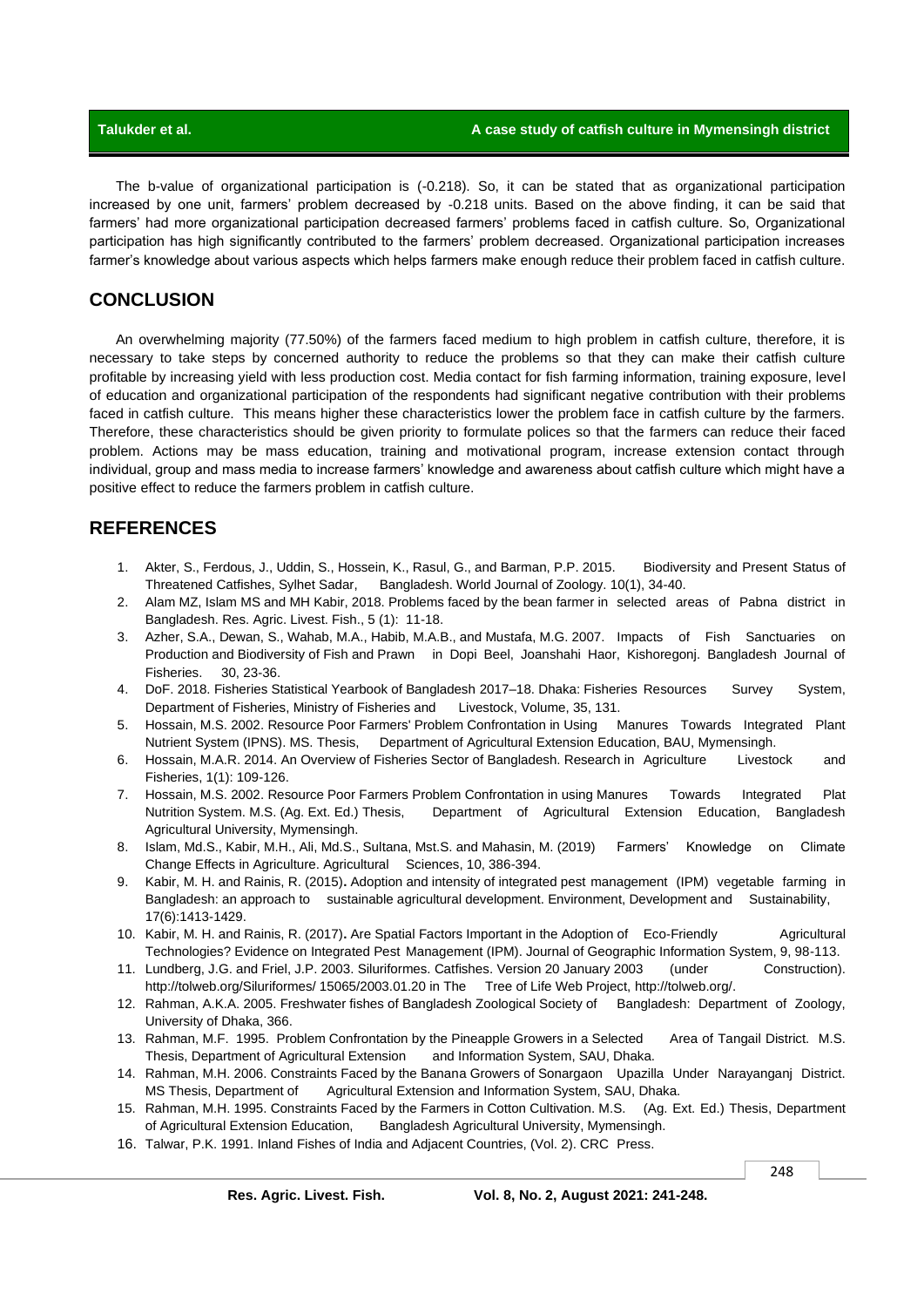The b-value of organizational participation is (-0.218). So, it can be stated that as organizational participation increased by one unit, farmers' problem decreased by -0.218 units. Based on the above finding, it can be said that farmers' had more organizational participation decreased farmers' problems faced in catfish culture. So, Organizational participation has high significantly contributed to the farmers' problem decreased. Organizational participation increases farmer's knowledge about various aspects which helps farmers make enough reduce their problem faced in catfish culture.

## CONCLUSION

An overwhelming majority (77.50%) of the farmers faced medium to high problem in catfish culture, therefore, it is necessary to take steps by concerned authority to reduce the problems so that they can make their catfish culture profitable by increasing yield with less production cost. Media contact for fish farming information, training exposure, level of education and organizational participation of the respondents had significant negative contribution with their problems faced in catfish culture. This means higher these characteristics lower the problem face in catfish culture by the farmers. Therefore, these characteristics should be given priority to formulate polices so that the farmers can reduce their faced problem. Actions may be mass education, training and motivational program, increase extension contact through individual, group and mass media to increase farmers' knowledge and awareness about catfish culture which might have a positive effect to reduce the farmers problem in catfish culture.

## REFERENCES

1. Akter, S., Ferdous, J., Uddin, S., Hossein, K., Rasul, G., and Barman, P.P. 2015. Biodiversity and Present Status of Threatened Catfishes, Sylhet Sadar, Bangladesh. World Journal of Zoology. 10(1), 34-40.
2. Alam MZ, Islam MS and MH Kabir, 2018. Problems faced by the bean farmer in selected areas of Pabna district in Bangladesh. Res. Agric. Livest. Fish., 5 (1): 11-18.
3. Azher, S.A., Dewan, S., Wahab, M.A., Habib, M.A.B., and Mustafa, M.G. 2007. Impacts of Fish Sanctuaries on Production and Biodiversity of Fish and Prawn in Dopi Beel, Joanshahi Haor, Kishoregonj. Bangladesh Journal of Fisheries. 30, 23-36.
4. DoF. 2018. Fisheries Statistical Yearbook of Bangladesh 2017–18. Dhaka: Fisheries Resources Survey System, Department of Fisheries, Ministry of Fisheries and Livestock, Volume, 35, 131.
5. Hossain, M.S. 2002. Resource Poor Farmers' Problem Confrontation in Using Manures Towards Integrated Plant Nutrient System (IPNS). MS. Thesis, Department of Agricultural Extension Education, BAU, Mymensingh.
6. Hossain, M.A.R. 2014. An Overview of Fisheries Sector of Bangladesh. Research in Agriculture Livestock and Fisheries, 1(1): 109-126.
7. Hossain, M.S. 2002. Resource Poor Farmers Problem Confrontation in using Manures Towards Integrated Plat Nutrition System. M.S. (Ag. Ext. Ed.) Thesis, Department of Agricultural Extension Education, Bangladesh Agricultural University, Mymensingh.
8. Islam, Md.S., Kabir, M.H., Ali, Md.S., Sultana, Mst.S. and Mahasin, M. (2019) Farmers' Knowledge on Climate Change Effects in Agriculture. Agricultural Sciences, 10, 386-394.
9. Kabir, M. H. and Rainis, R. (2015). Adoption and intensity of integrated pest management (IPM) vegetable farming in Bangladesh: an approach to sustainable agricultural development. Environment, Development and Sustainability, 17(6):1413-1429.
10. Kabir, M. H. and Rainis, R. (2017). Are Spatial Factors Important in the Adoption of Eco-Friendly Agricultural Technologies? Evidence on Integrated Pest Management (IPM). Journal of Geographic Information System, 9, 98-113.
11. Lundberg, J.G. and Friel, J.P. 2003. Siluriformes. Catfishes. Version 20 January 2003 (under Construction). http://tolweb.org/Siluriformes/ 15065/2003.01.20 in The Tree of Life Web Project, http://tolweb.org/.
12. Rahman, A.K.A. 2005. Freshwater fishes of Bangladesh Zoological Society of Bangladesh: Department of Zoology, University of Dhaka, 366.
13. Rahman, M.F. 1995. Problem Confrontation by the Pineapple Growers in a Selected Area of Tangail District. M.S. Thesis, Department of Agricultural Extension and Information System, SAU, Dhaka.
14. Rahman, M.H. 2006. Constraints Faced by the Banana Growers of Sonargaon Upazilla Under Narayanganj District. MS Thesis, Department of Agricultural Extension and Information System, SAU, Dhaka.
15. Rahman, M.H. 1995. Constraints Faced by the Farmers in Cotton Cultivation. M.S. (Ag. Ext. Ed.) Thesis, Department of Agricultural Extension Education, Bangladesh Agricultural University, Mymensingh.
16. Talwar, P.K. 1991. Inland Fishes of India and Adjacent Countries, (Vol. 2). CRC Press.